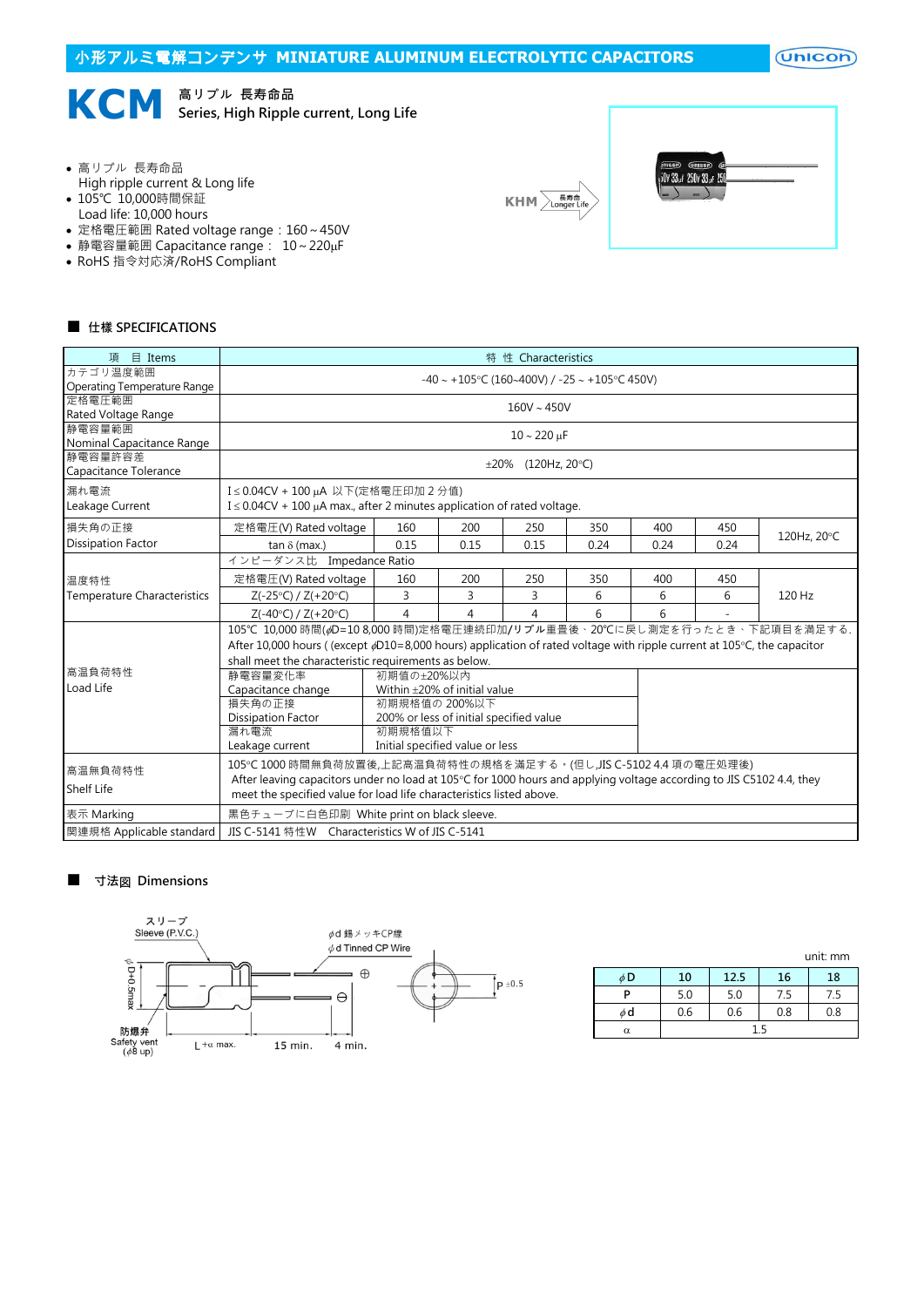# 小形アルミ電解コンデンサ MINIATURE ALUMINUM ELECTROLYTIC CAPACITORS

## KCM 高リプル 長寿命品 Series, High Ripple current, Long Life

- 高リプル 長寿命品
  High ripple current & Long life
- 105℃ 10,000時間保証
  Load life: 10,000 hours
- 定格電圧範囲 Rated voltage range：160～450V
- 静電容量範囲 Capacitance range： 10～220µF
- RoHS 指令対応済/RoHS Compliant

KHM → 長寿命 Longer Life

### ■ 仕様 SPECIFICATIONS

| 項 目 Items | 特 性 Characteristics | | | | | | | |
|---|---|---|---|---|---|---|---|---|
| カテゴリ温度範囲 Operating Temperature Range | -40～+105°C (160~400V) / -25～+105°C 450V) | | | | | | | |
| 定格電圧範囲 Rated Voltage Range | 160V～450V | | | | | | | |
| 静電容量範囲 Nominal Capacitance Range | 10～220 µF | | | | | | | |
| 静電容量許容差 Capacitance Tolerance | ±20% (120Hz, 20°C) | | | | | | | |
| 漏れ電流 Leakage Current | I≤0.04CV + 100 µA 以下(定格電圧印加 2 分値)<br>I≤0.04CV + 100 µA max., after 2 minutes application of rated voltage. | | | | | | | |
| 損失角の正接 Dissipation Factor | 定格電圧(V) Rated voltage | 160 | 200 | 250 | 350 | 400 | 450 | 120Hz, 20°C |
| | tan δ (max.) | 0.15 | 0.15 | 0.15 | 0.24 | 0.24 | 0.24 | |
| 温度特性 Temperature Characteristics | インピーダンス比 Impedance Ratio | | | | | | | |
| | 定格電圧(V) Rated voltage | 160 | 200 | 250 | 350 | 400 | 450 | 120 Hz |
| | Z(-25°C) / Z(+20°C) | 3 | 3 | 3 | 6 | 6 | 6 | |
| | Z(-40°C) / Z(+20°C) | 4 | 4 | 4 | 6 | 6 | - | |
| 高温負荷特性 Load Life | 105℃ 10,000 時間(ϕD=10 8,000 時間)定格電圧連続印加/リプル重畳後、20℃に戻し測定を行ったとき、下記項目を満足する.<br>After 10,000 hours ( (except ϕD10=8,000 hours) application of rated voltage with ripple current at 105°C, the capacitor shall meet the characteristic requirements as below. | | | | | | | |
| | 静電容量変化率 Capacitance change | 初期値の±20%以内 Within ±20% of initial value | | | | | | |
| | 損失角の正接 Dissipation Factor | 初期規格値の 200%以下 200% or less of initial specified value | | | | | | |
| | 漏れ電流 Leakage current | 初期規格値以下 Initial specified value or less | | | | | | |
| 高温無負荷特性 Shelf Life | 105°C 1000 時間無負荷放置後,上記高温負荷特性の規格を満足する・(但し,JIS C-5102 4.4 項の電圧処理後)<br>After leaving capacitors under no load at 105°C for 1000 hours and applying voltage according to JIS C5102 4.4, they meet the specified value for load life characteristics listed above. | | | | | | | |
| 表示 Marking | 黒色チューブに白色印刷 White print on black sleeve. | | | | | | | |
| 関連規格 Applicable standard | JIS C-5141 特性W Characteristics W of JIS C-5141 | | | | | | | |

### ■ 寸法図 Dimensions

スリーブ Sleeve (P.V.C.)　ϕd 錫メッキCP線 ϕd Tinned CP Wire　ϕD+0.5max　防爆弁 Safety vent (ϕ8 up)　L+α max.　15 min.　4 min.　P ±0.5

unit: mm

| ϕD | 10 | 12.5 | 16 | 18 |
|---|---|---|---|---|
| P | 5.0 | 5.0 | 7.5 | 7.5 |
| ϕd | 0.6 | 0.6 | 0.8 | 0.8 |
| α | 1.5 | | | |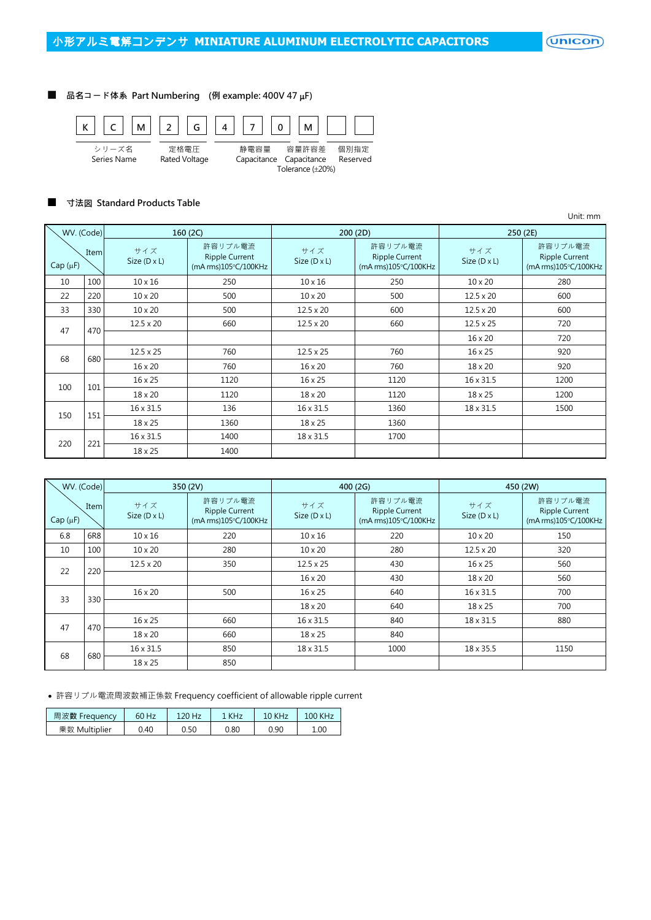## 小形アルミ電解コンデンサ MINIATURE ALUMINUM ELECTROLYTIC CAPACITORS

### ■ 品名コード体系 Part Numbering (例 example: 400V 47 μF)

| K | C | M | 2 | G | 4 | 7 | 0 | M | | |
|---|---|---|---|---|---|---|---|---|---|---|
| シリーズ名 Series Name | | | 定格電圧 Rated Voltage | | 静電容量 Capacitance | | | 容量許容差 Capacitance Tolerance (±20%) | 個別指定 Reserved | |

### ■ 寸法図 Standard Products Table

Unit: mm

| WV. (Code) Cap (μF) | Item | 160 (2C) サイズ Size (D x L) | 160 (2C) 許容リプル電流 Ripple Current (mA rms)105°C/100KHz | 200 (2D) サイズ Size (D x L) | 200 (2D) 許容リプル電流 Ripple Current (mA rms)105°C/100KHz | 250 (2E) サイズ Size (D x L) | 250 (2E) 許容リプル電流 Ripple Current (mA rms)105°C/100KHz |
|---|---|---|---|---|---|---|---|
| 10 | 100 | 10 x 16 | 250 | 10 x 16 | 250 | 10 x 20 | 280 |
| 22 | 220 | 10 x 20 | 500 | 10 x 20 | 500 | 12.5 x 20 | 600 |
| 33 | 330 | 10 x 20 | 500 | 12.5 x 20 | 600 | 12.5 x 20 | 600 |
| 47 | 470 | 12.5 x 20 | 660 | 12.5 x 20 | 660 | 12.5 x 25 | 720 |
| | | | | | | 16 x 20 | 720 |
| 68 | 680 | 12.5 x 25 | 760 | 12.5 x 25 | 760 | 16 x 25 | 920 |
| | | 16 x 20 | 760 | 16 x 20 | 760 | 18 x 20 | 920 |
| 100 | 101 | 16 x 25 | 1120 | 16 x 25 | 1120 | 16 x 31.5 | 1200 |
| | | 18 x 20 | 1120 | 18 x 20 | 1120 | 18 x 25 | 1200 |
| 150 | 151 | 16 x 31.5 | 136 | 16 x 31.5 | 1360 | 18 x 31.5 | 1500 |
| | | 18 x 25 | 1360 | 18 x 25 | 1360 | | |
| 220 | 221 | 16 x 31.5 | 1400 | 18 x 31.5 | 1700 | | |
| | | 18 x 25 | 1400 | | | | |

| WV. (Code) Cap (μF) | Item | 350 (2V) サイズ Size (D x L) | 350 (2V) 許容リプル電流 Ripple Current (mA rms)105°C/100KHz | 400 (2G) サイズ Size (D x L) | 400 (2G) 許容リプル電流 Ripple Current (mA rms)105°C/100KHz | 450 (2W) サイズ Size (D x L) | 450 (2W) 許容リプル電流 Ripple Current (mA rms)105°C/100KHz |
|---|---|---|---|---|---|---|---|
| 6.8 | 6R8 | 10 x 16 | 220 | 10 x 16 | 220 | 10 x 20 | 150 |
| 10 | 100 | 10 x 20 | 280 | 10 x 20 | 280 | 12.5 x 20 | 320 |
| 22 | 220 | 12.5 x 20 | 350 | 12.5 x 25 | 430 | 16 x 25 | 560 |
| | | | | 16 x 20 | 430 | 18 x 20 | 560 |
| 33 | 330 | 16 x 20 | 500 | 16 x 25 | 640 | 16 x 31.5 | 700 |
| | | | | 18 x 20 | 640 | 18 x 25 | 700 |
| 47 | 470 | 16 x 25 | 660 | 16 x 31.5 | 840 | 18 x 31.5 | 880 |
| | | 18 x 20 | 660 | 18 x 25 | 840 | | |
| 68 | 680 | 16 x 31.5 | 850 | 18 x 31.5 | 1000 | 18 x 35.5 | 1150 |
| | | 18 x 25 | 850 | | | | |

- 許容リプル電流周波数補正係数 Frequency coefficient of allowable ripple current

| 周波数 Frequency | 60 Hz | 120 Hz | 1 KHz | 10 KHz | 100 KHz |
|---|---|---|---|---|---|
| 乗数 Multiplier | 0.40 | 0.50 | 0.80 | 0.90 | 1.00 |